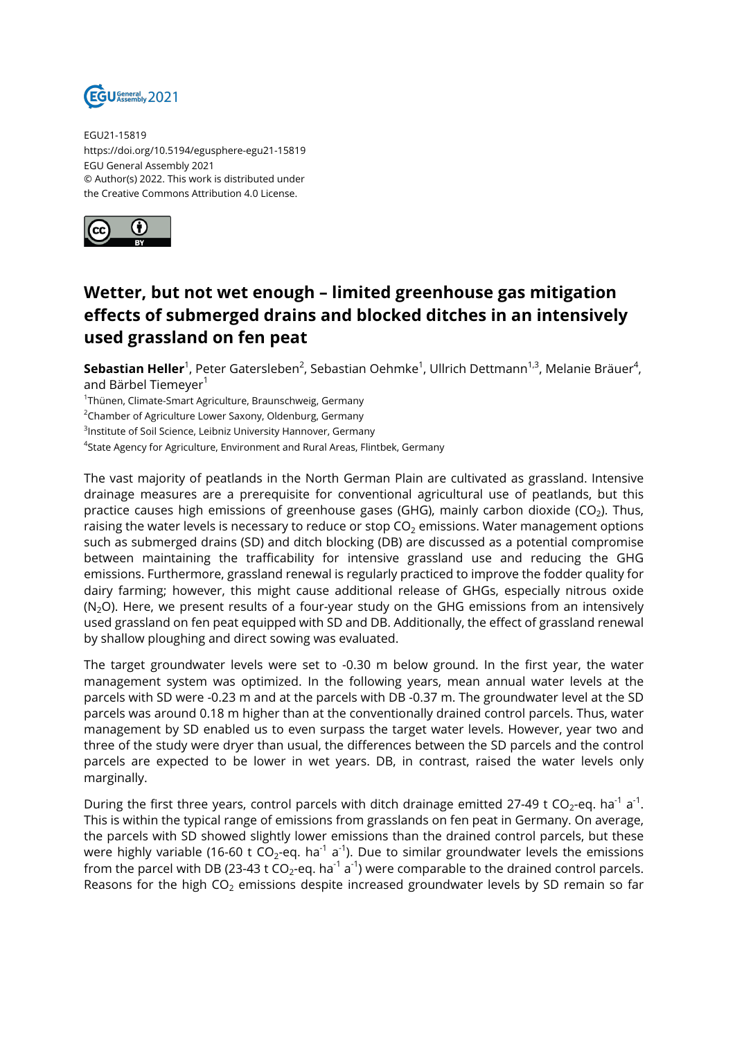EGU21-15819
https://doi.org/10.5194/egusphere-egu21-15819
EGU General Assembly 2021
© Author(s) 2022. This work is distributed under
the Creative Commons Attribution 4.0 License.

# Wetter, but not wet enough – limited greenhouse gas mitigation effects of submerged drains and blocked ditches in an intensively used grassland on fen peat

**Sebastian Heller**[1], Peter Gatersleben[2], Sebastian Oehmke[1], Ullrich Dettmann[1,3], Melanie Bräuer[4], and Bärbel Tiemeyer[1]

[1]Thünen, Climate-Smart Agriculture, Braunschweig, Germany
[2]Chamber of Agriculture Lower Saxony, Oldenburg, Germany
[3]Institute of Soil Science, Leibniz University Hannover, Germany
[4]State Agency for Agriculture, Environment and Rural Areas, Flintbek, Germany

The vast majority of peatlands in the North German Plain are cultivated as grassland. Intensive drainage measures are a prerequisite for conventional agricultural use of peatlands, but this practice causes high emissions of greenhouse gases (GHG), mainly carbon dioxide ($CO_2$). Thus, raising the water levels is necessary to reduce or stop $CO_2$ emissions. Water management options such as submerged drains (SD) and ditch blocking (DB) are discussed as a potential compromise between maintaining the trafficability for intensive grassland use and reducing the GHG emissions. Furthermore, grassland renewal is regularly practiced to improve the fodder quality for dairy farming; however, this might cause additional release of GHGs, especially nitrous oxide ($N_2O$). Here, we present results of a four-year study on the GHG emissions from an intensively used grassland on fen peat equipped with SD and DB. Additionally, the effect of grassland renewal by shallow ploughing and direct sowing was evaluated.

The target groundwater levels were set to -0.30 m below ground. In the first year, the water management system was optimized. In the following years, mean annual water levels at the parcels with SD were -0.23 m and at the parcels with DB -0.37 m. The groundwater level at the SD parcels was around 0.18 m higher than at the conventionally drained control parcels. Thus, water management by SD enabled us to even surpass the target water levels. However, year two and three of the study were dryer than usual, the differences between the SD parcels and the control parcels are expected to be lower in wet years. DB, in contrast, raised the water levels only marginally.

During the first three years, control parcels with ditch drainage emitted 27-49 t $CO_2$-eq. $ha^{-1}$ $a^{-1}$. This is within the typical range of emissions from grasslands on fen peat in Germany. On average, the parcels with SD showed slightly lower emissions than the drained control parcels, but these were highly variable (16-60 t $CO_2$-eq. $ha^{-1}$ $a^{-1}$). Due to similar groundwater levels the emissions from the parcel with DB (23-43 t $CO_2$-eq. $ha^{-1}$ $a^{-1}$) were comparable to the drained control parcels. Reasons for the high $CO_2$ emissions despite increased groundwater levels by SD remain so far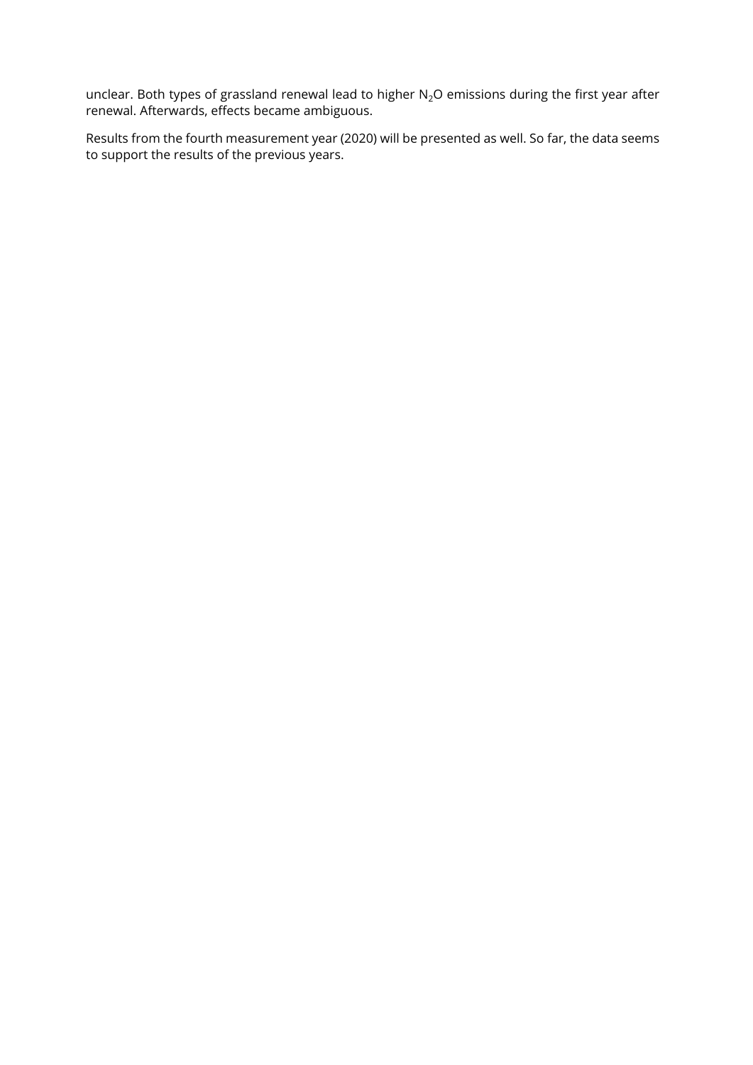unclear. Both types of grassland renewal lead to higher $N_2O$ emissions during the first year after renewal. Afterwards, effects became ambiguous.

Results from the fourth measurement year (2020) will be presented as well. So far, the data seems to support the results of the previous years.